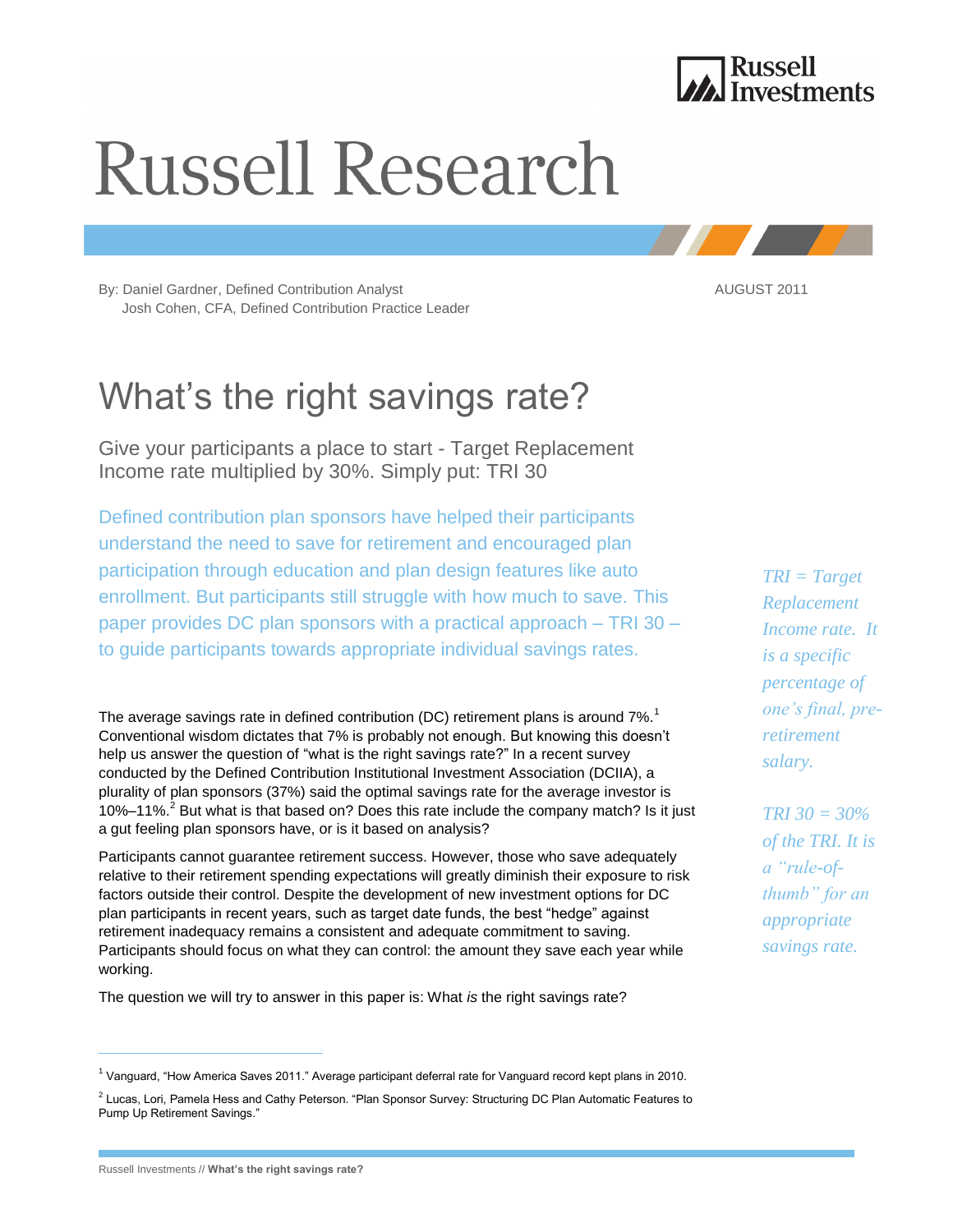# Russell Research

By: Daniel Gardner, Defined Contribution Analyst
Josh Cohen, CFA, Defined Contribution Practice Leader

AUGUST 2011

## What's the right savings rate?

### Give your participants a place to start - Target Replacement Income rate multiplied by 30%. Simply put: TRI 30

Defined contribution plan sponsors have helped their participants understand the need to save for retirement and encouraged plan participation through education and plan design features like auto enrollment. But participants still struggle with how much to save. This paper provides DC plan sponsors with a practical approach – TRI 30 – to guide participants towards appropriate individual savings rates.

*TRI = Target Replacement Income rate. It is a specific percentage of one's final, pre-retirement salary.*

*TRI 30 = 30% of the TRI. It is a "rule-of-thumb" for an appropriate savings rate.*

The average savings rate in defined contribution (DC) retirement plans is around 7%.[1] Conventional wisdom dictates that 7% is probably not enough. But knowing this doesn't help us answer the question of "what is the right savings rate?" In a recent survey conducted by the Defined Contribution Institutional Investment Association (DCIIA), a plurality of plan sponsors (37%) said the optimal savings rate for the average investor is 10%–11%.[2] But what is that based on? Does this rate include the company match? Is it just a gut feeling plan sponsors have, or is it based on analysis?

Participants cannot guarantee retirement success. However, those who save adequately relative to their retirement spending expectations will greatly diminish their exposure to risk factors outside their control. Despite the development of new investment options for DC plan participants in recent years, such as target date funds, the best "hedge" against retirement inadequacy remains a consistent and adequate commitment to saving. Participants should focus on what they can control: the amount they save each year while working.

The question we will try to answer in this paper is: What *is* the right savings rate?

---

[1] Vanguard, "How America Saves 2011." Average participant deferral rate for Vanguard record kept plans in 2010.

[2] Lucas, Lori, Pamela Hess and Cathy Peterson. "Plan Sponsor Survey: Structuring DC Plan Automatic Features to Pump Up Retirement Savings."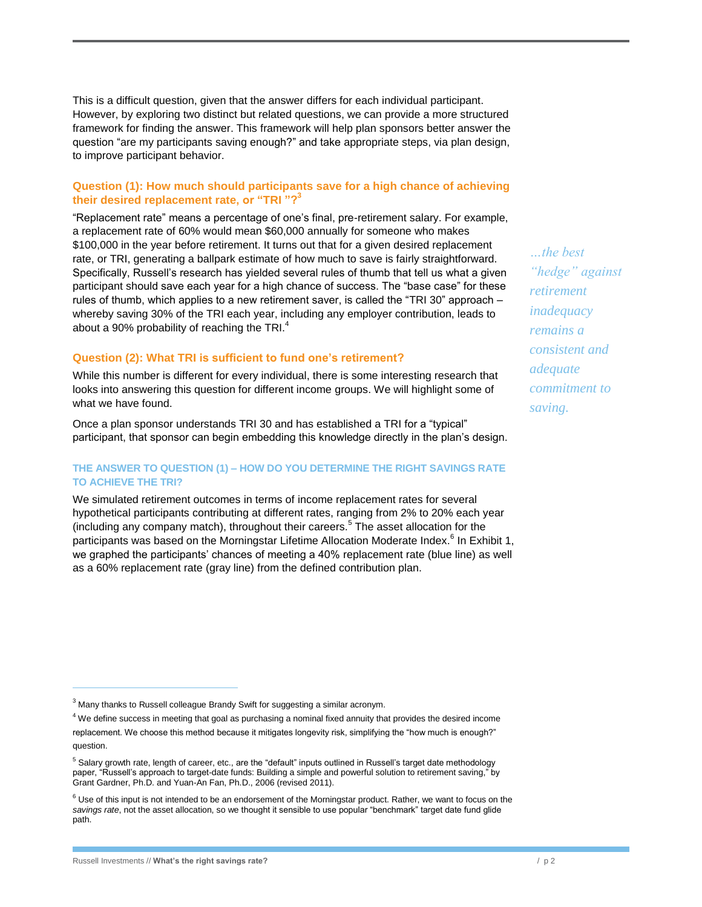This is a difficult question, given that the answer differs for each individual participant. However, by exploring two distinct but related questions, we can provide a more structured framework for finding the answer. This framework will help plan sponsors better answer the question "are my participants saving enough?" and take appropriate steps, via plan design, to improve participant behavior.

### Question (1): How much should participants save for a high chance of achieving their desired replacement rate, or "TRI"?[3]

"Replacement rate" means a percentage of one's final, pre-retirement salary. For example, a replacement rate of 60% would mean $60,000 annually for someone who makes $100,000 in the year before retirement. It turns out that for a given desired replacement rate, or TRI, generating a ballpark estimate of how much to save is fairly straightforward. Specifically, Russell's research has yielded several rules of thumb that tell us what a given participant should save each year for a high chance of success. The "base case" for these rules of thumb, which applies to a new retirement saver, is called the "TRI 30" approach – whereby saving 30% of the TRI each year, including any employer contribution, leads to about a 90% probability of reaching the TRI.[4]

*…the best "hedge" against retirement inadequacy remains a consistent and adequate commitment to saving.*

### Question (2): What TRI is sufficient to fund one's retirement?

While this number is different for every individual, there is some interesting research that looks into answering this question for different income groups. We will highlight some of what we have found.

Once a plan sponsor understands TRI 30 and has established a TRI for a "typical" participant, that sponsor can begin embedding this knowledge directly in the plan's design.

#### THE ANSWER TO QUESTION (1) – HOW DO YOU DETERMINE THE RIGHT SAVINGS RATE TO ACHIEVE THE TRI?

We simulated retirement outcomes in terms of income replacement rates for several hypothetical participants contributing at different rates, ranging from 2% to 20% each year (including any company match), throughout their careers.[5] The asset allocation for the participants was based on the Morningstar Lifetime Allocation Moderate Index.[6] In Exhibit 1, we graphed the participants' chances of meeting a 40% replacement rate (blue line) as well as a 60% replacement rate (gray line) from the defined contribution plan.

---

[3] Many thanks to Russell colleague Brandy Swift for suggesting a similar acronym.

[4] We define success in meeting that goal as purchasing a nominal fixed annuity that provides the desired income replacement. We choose this method because it mitigates longevity risk, simplifying the "how much is enough?" question.

[5] Salary growth rate, length of career, etc., are the "default" inputs outlined in Russell's target date methodology paper, "Russell's approach to target-date funds: Building a simple and powerful solution to retirement saving," by Grant Gardner, Ph.D. and Yuan-An Fan, Ph.D., 2006 (revised 2011).

[6] Use of this input is not intended to be an endorsement of the Morningstar product. Rather, we want to focus on the *savings rate*, not the asset allocation, so we thought it sensible to use popular "benchmark" target date fund glide path.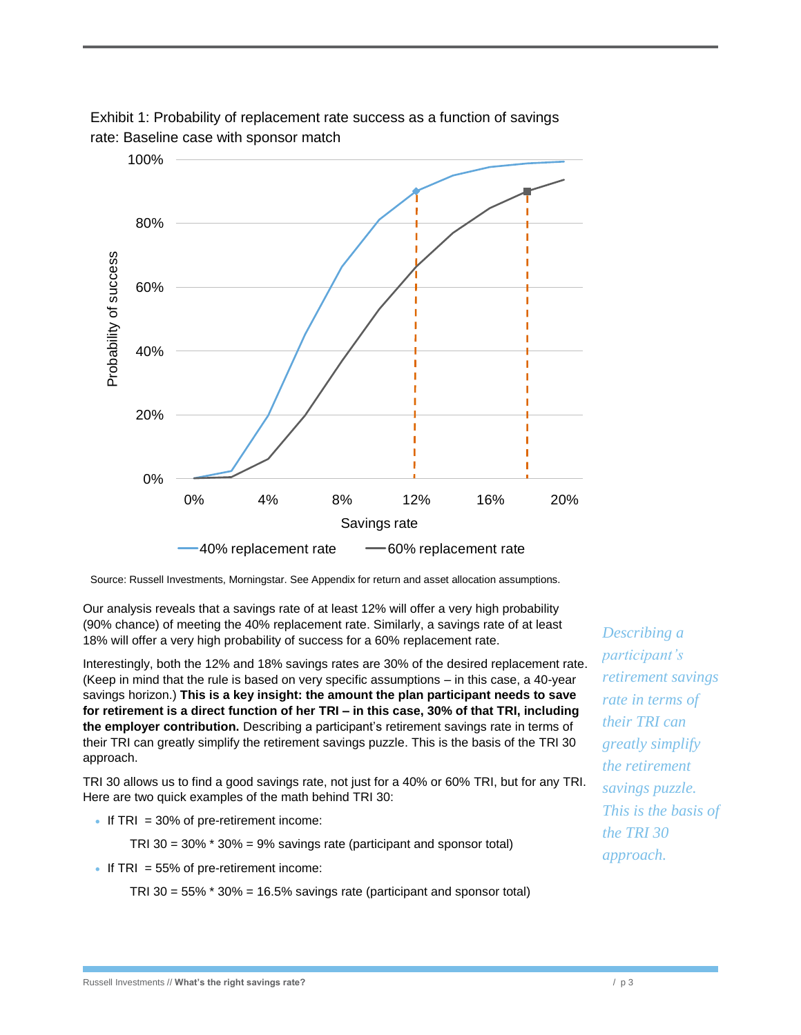Exhibit 1: Probability of replacement rate success as a function of savings rate: Baseline case with sponsor match

Source: Russell Investments, Morningstar. See Appendix for return and asset allocation assumptions.

Our analysis reveals that a savings rate of at least 12% will offer a very high probability (90% chance) of meeting the 40% replacement rate. Similarly, a savings rate of at least 18% will offer a very high probability of success for a 60% replacement rate.

Interestingly, both the 12% and 18% savings rates are 30% of the desired replacement rate. (Keep in mind that the rule is based on very specific assumptions – in this case, a 40-year savings horizon.) **This is a key insight: the amount the plan participant needs to save for retirement is a direct function of her TRI – in this case, 30% of that TRI, including the employer contribution.** Describing a participant's retirement savings rate in terms of their TRI can greatly simplify the retirement savings puzzle. This is the basis of the TRI 30 approach.

*Describing a participant's retirement savings rate in terms of their TRI can greatly simplify the retirement savings puzzle. This is the basis of the TRI 30 approach.*

TRI 30 allows us to find a good savings rate, not just for a 40% or 60% TRI, but for any TRI. Here are two quick examples of the math behind TRI 30:

- If TRI = 30% of pre-retirement income:

  TRI 30 = 30% * 30% = 9% savings rate (participant and sponsor total)

- If TRI = 55% of pre-retirement income:

  TRI 30 = 55% * 30% = 16.5% savings rate (participant and sponsor total)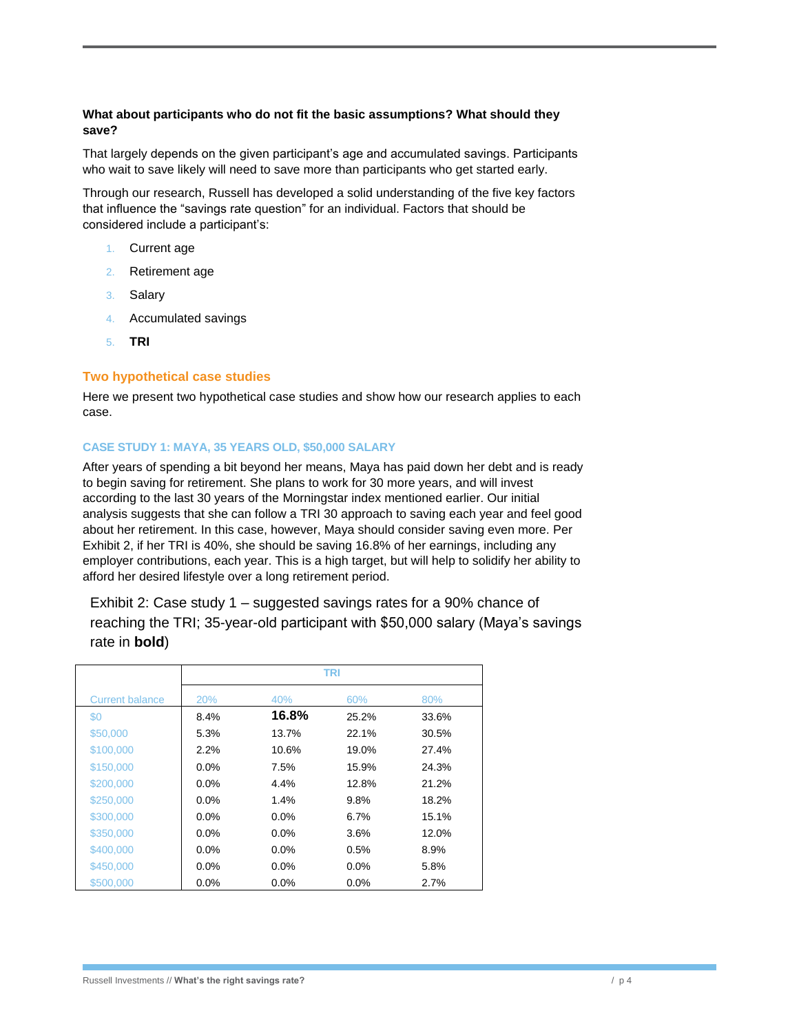**What about participants who do not fit the basic assumptions? What should they save?**

That largely depends on the given participant's age and accumulated savings. Participants who wait to save likely will need to save more than participants who get started early.

Through our research, Russell has developed a solid understanding of the five key factors that influence the "savings rate question" for an individual. Factors that should be considered include a participant's:

1. Current age
2. Retirement age
3. Salary
4. Accumulated savings
5. **TRI**

## Two hypothetical case studies

Here we present two hypothetical case studies and show how our research applies to each case.

### CASE STUDY 1: MAYA, 35 YEARS OLD, $50,000 SALARY

After years of spending a bit beyond her means, Maya has paid down her debt and is ready to begin saving for retirement. She plans to work for 30 more years, and will invest according to the last 30 years of the Morningstar index mentioned earlier. Our initial analysis suggests that she can follow a TRI 30 approach to saving each year and feel good about her retirement. In this case, however, Maya should consider saving even more. Per Exhibit 2, if her TRI is 40%, she should be saving 16.8% of her earnings, including any employer contributions, each year. This is a high target, but will help to solidify her ability to afford her desired lifestyle over a long retirement period.

Exhibit 2: Case study 1 – suggested savings rates for a 90% chance of reaching the TRI; 35-year-old participant with $50,000 salary (Maya's savings rate in **bold**)

| | TRI | | | |
|---|---|---|---|---|
| Current balance | 20% | 40% | 60% | 80% |
| $0 | 8.4% | **16.8%** | 25.2% | 33.6% |
| $50,000 | 5.3% | 13.7% | 22.1% | 30.5% |
| $100,000 | 2.2% | 10.6% | 19.0% | 27.4% |
| $150,000 | 0.0% | 7.5% | 15.9% | 24.3% |
| $200,000 | 0.0% | 4.4% | 12.8% | 21.2% |
| $250,000 | 0.0% | 1.4% | 9.8% | 18.2% |
| $300,000 | 0.0% | 0.0% | 6.7% | 15.1% |
| $350,000 | 0.0% | 0.0% | 3.6% | 12.0% |
| $400,000 | 0.0% | 0.0% | 0.5% | 8.9% |
| $450,000 | 0.0% | 0.0% | 0.0% | 5.8% |
| $500,000 | 0.0% | 0.0% | 0.0% | 2.7% |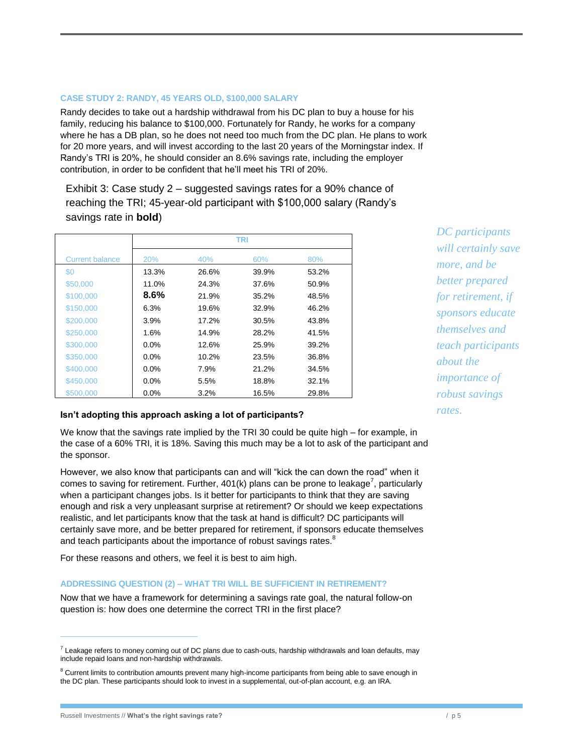### CASE STUDY 2: RANDY, 45 YEARS OLD, $100,000 SALARY

Randy decides to take out a hardship withdrawal from his DC plan to buy a house for his family, reducing his balance to $100,000. Fortunately for Randy, he works for a company where he has a DB plan, so he does not need too much from the DC plan. He plans to work for 20 more years, and will invest according to the last 20 years of the Morningstar index. If Randy's TRI is 20%, he should consider an 8.6% savings rate, including the employer contribution, in order to be confident that he'll meet his TRI of 20%.

Exhibit 3: Case study 2 – suggested savings rates for a 90% chance of reaching the TRI; 45-year-old participant with $100,000 salary (Randy's savings rate in **bold**)

| | TRI | | | |
|---|---|---|---|---|
| Current balance | 20% | 40% | 60% | 80% |
| $0 | 13.3% | 26.6% | 39.9% | 53.2% |
| $50,000 | 11.0% | 24.3% | 37.6% | 50.9% |
| $100,000 | **8.6%** | 21.9% | 35.2% | 48.5% |
| $150,000 | 6.3% | 19.6% | 32.9% | 46.2% |
| $200,000 | 3.9% | 17.2% | 30.5% | 43.8% |
| $250,000 | 1.6% | 14.9% | 28.2% | 41.5% |
| $300,000 | 0.0% | 12.6% | 25.9% | 39.2% |
| $350,000 | 0.0% | 10.2% | 23.5% | 36.8% |
| $400,000 | 0.0% | 7.9% | 21.2% | 34.5% |
| $450,000 | 0.0% | 5.5% | 18.8% | 32.1% |
| $500,000 | 0.0% | 3.2% | 16.5% | 29.8% |

*DC participants will certainly save more, and be better prepared for retirement, if sponsors educate themselves and teach participants about the importance of robust savings rates.*

**Isn't adopting this approach asking a lot of participants?**

We know that the savings rate implied by the TRI 30 could be quite high – for example, in the case of a 60% TRI, it is 18%. Saving this much may be a lot to ask of the participant and the sponsor.

However, we also know that participants can and will "kick the can down the road" when it comes to saving for retirement. Further, 401(k) plans can be prone to leakage[7], particularly when a participant changes jobs. Is it better for participants to think that they are saving enough and risk a very unpleasant surprise at retirement? Or should we keep expectations realistic, and let participants know that the task at hand is difficult? DC participants will certainly save more, and be better prepared for retirement, if sponsors educate themselves and teach participants about the importance of robust savings rates.[8]

For these reasons and others, we feel it is best to aim high.

### ADDRESSING QUESTION (2) – WHAT TRI WILL BE SUFFICIENT IN RETIREMENT?

Now that we have a framework for determining a savings rate goal, the natural follow-on question is: how does one determine the correct TRI in the first place?

---

[7] Leakage refers to money coming out of DC plans due to cash-outs, hardship withdrawals and loan defaults, may include repaid loans and non-hardship withdrawals.

[8] Current limits to contribution amounts prevent many high-income participants from being able to save enough in the DC plan. These participants should look to invest in a supplemental, out-of-plan account, e.g. an IRA.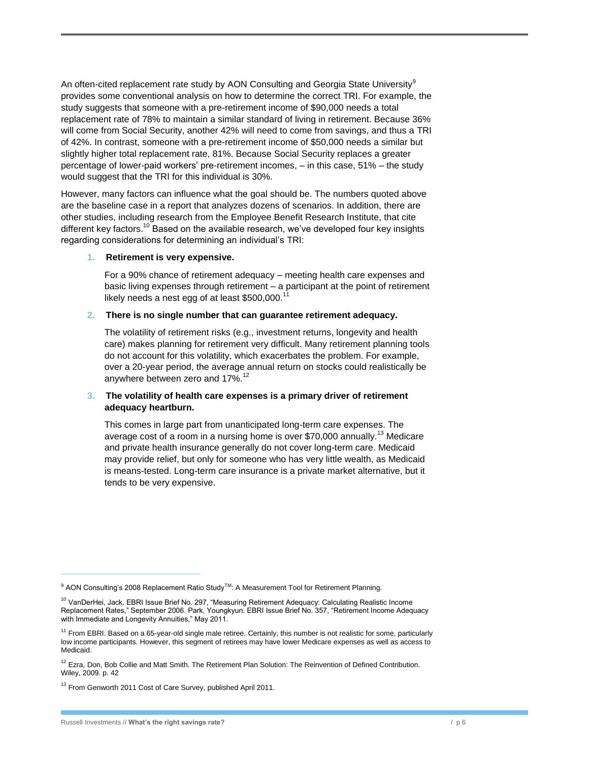An often-cited replacement rate study by AON Consulting and Georgia State University[9] provides some conventional analysis on how to determine the correct TRI. For example, the study suggests that someone with a pre-retirement income of $90,000 needs a total replacement rate of 78% to maintain a similar standard of living in retirement. Because 36% will come from Social Security, another 42% will need to come from savings, and thus a TRI of 42%. In contrast, someone with a pre-retirement income of $50,000 needs a similar but slightly higher total replacement rate, 81%. Because Social Security replaces a greater percentage of lower-paid workers' pre-retirement incomes, – in this case, 51% – the study would suggest that the TRI for this individual is 30%.

However, many factors can influence what the goal should be. The numbers quoted above are the baseline case in a report that analyzes dozens of scenarios. In addition, there are other studies, including research from the Employee Benefit Research Institute, that cite different key factors.[10] Based on the available research, we've developed four key insights regarding considerations for determining an individual's TRI:

1. **Retirement is very expensive.**

   For a 90% chance of retirement adequacy – meeting health care expenses and basic living expenses through retirement – a participant at the point of retirement likely needs a nest egg of at least $500,000.[11]

2. **There is no single number that can guarantee retirement adequacy.**

   The volatility of retirement risks (e.g., investment returns, longevity and health care) makes planning for retirement very difficult. Many retirement planning tools do not account for this volatility, which exacerbates the problem. For example, over a 20-year period, the average annual return on stocks could realistically be anywhere between zero and 17%.[12]

3. **The volatility of health care expenses is a primary driver of retirement adequacy heartburn.**

   This comes in large part from unanticipated long-term care expenses. The average cost of a room in a nursing home is over $70,000 annually.[13] Medicare and private health insurance generally do not cover long-term care. Medicaid may provide relief, but only for someone who has very little wealth, as Medicaid is means-tested. Long-term care insurance is a private market alternative, but it tends to be very expensive.

---

[9] AON Consulting's 2008 Replacement Ratio Study™: A Measurement Tool for Retirement Planning.

[10] VanDerHei, Jack. EBRI Issue Brief No. 297, "Measuring Retirement Adequacy: Calculating Realistic Income Replacement Rates," September 2006. Park, Youngkyun. EBRI Issue Brief No. 357, "Retirement Income Adequacy with Immediate and Longevity Annuities," May 2011.

[11] From EBRI. Based on a 65-year-old single male retiree. Certainly, this number is not realistic for some, particularly low income participants. However, this segment of retirees may have lower Medicare expenses as well as access to Medicaid.

[12] Ezra, Don, Bob Collie and Matt Smith. The Retirement Plan Solution: The Reinvention of Defined Contribution. Wiley, 2009. p. 42

[13] From Genworth 2011 Cost of Care Survey, published April 2011.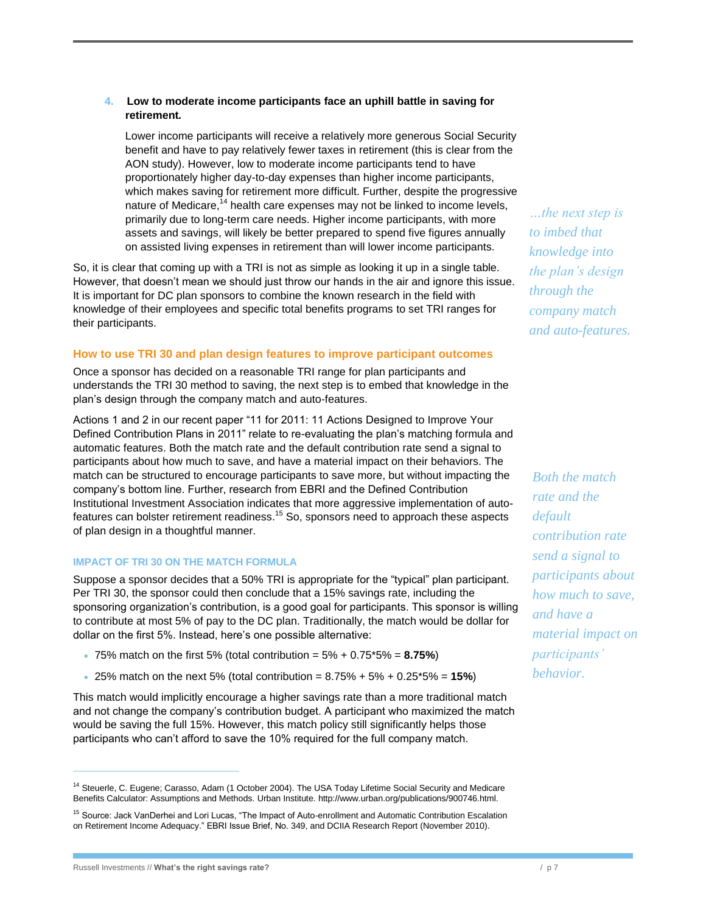4. **Low to moderate income participants face an uphill battle in saving for retirement.**

   Lower income participants will receive a relatively more generous Social Security benefit and have to pay relatively fewer taxes in retirement (this is clear from the AON study). However, low to moderate income participants tend to have proportionately higher day-to-day expenses than higher income participants, which makes saving for retirement more difficult. Further, despite the progressive nature of Medicare,[14] health care expenses may not be linked to income levels, primarily due to long-term care needs. Higher income participants, with more assets and savings, will likely be better prepared to spend five figures annually on assisted living expenses in retirement than will lower income participants.

So, it is clear that coming up with a TRI is not as simple as looking it up in a single table. However, that doesn't mean we should just throw our hands in the air and ignore this issue. It is important for DC plan sponsors to combine the known research in the field with knowledge of their employees and specific total benefits programs to set TRI ranges for their participants.

*…the next step is to imbed that knowledge into the plan's design through the company match and auto-features.*

## How to use TRI 30 and plan design features to improve participant outcomes

Once a sponsor has decided on a reasonable TRI range for plan participants and understands the TRI 30 method to saving, the next step is to embed that knowledge in the plan's design through the company match and auto-features.

Actions 1 and 2 in our recent paper "11 for 2011: 11 Actions Designed to Improve Your Defined Contribution Plans in 2011" relate to re-evaluating the plan's matching formula and automatic features. Both the match rate and the default contribution rate send a signal to participants about how much to save, and have a material impact on their behaviors. The match can be structured to encourage participants to save more, but without impacting the company's bottom line. Further, research from EBRI and the Defined Contribution Institutional Investment Association indicates that more aggressive implementation of auto-features can bolster retirement readiness.[15] So, sponsors need to approach these aspects of plan design in a thoughtful manner.

*Both the match rate and the default contribution rate send a signal to participants about how much to save, and have a material impact on participants' behavior.*

### IMPACT OF TRI 30 ON THE MATCH FORMULA

Suppose a sponsor decides that a 50% TRI is appropriate for the "typical" plan participant. Per TRI 30, the sponsor could then conclude that a 15% savings rate, including the sponsoring organization's contribution, is a good goal for participants. This sponsor is willing to contribute at most 5% of pay to the DC plan. Traditionally, the match would be dollar for dollar on the first 5%. Instead, here's one possible alternative:

- 75% match on the first 5% (total contribution = 5% + 0.75*5% = **8.75%**)
- 25% match on the next 5% (total contribution = 8.75% + 5% + 0.25*5% = **15%**)

This match would implicitly encourage a higher savings rate than a more traditional match and not change the company's contribution budget. A participant who maximized the match would be saving the full 15%. However, this match policy still significantly helps those participants who can't afford to save the 10% required for the full company match.

---

[14] Steuerle, C. Eugene; Carasso, Adam (1 October 2004). The USA Today Lifetime Social Security and Medicare Benefits Calculator: Assumptions and Methods. Urban Institute. http://www.urban.org/publications/900746.html.

[15] Source: Jack VanDerhei and Lori Lucas, "The Impact of Auto-enrollment and Automatic Contribution Escalation on Retirement Income Adequacy." EBRI Issue Brief, No. 349, and DCIIA Research Report (November 2010).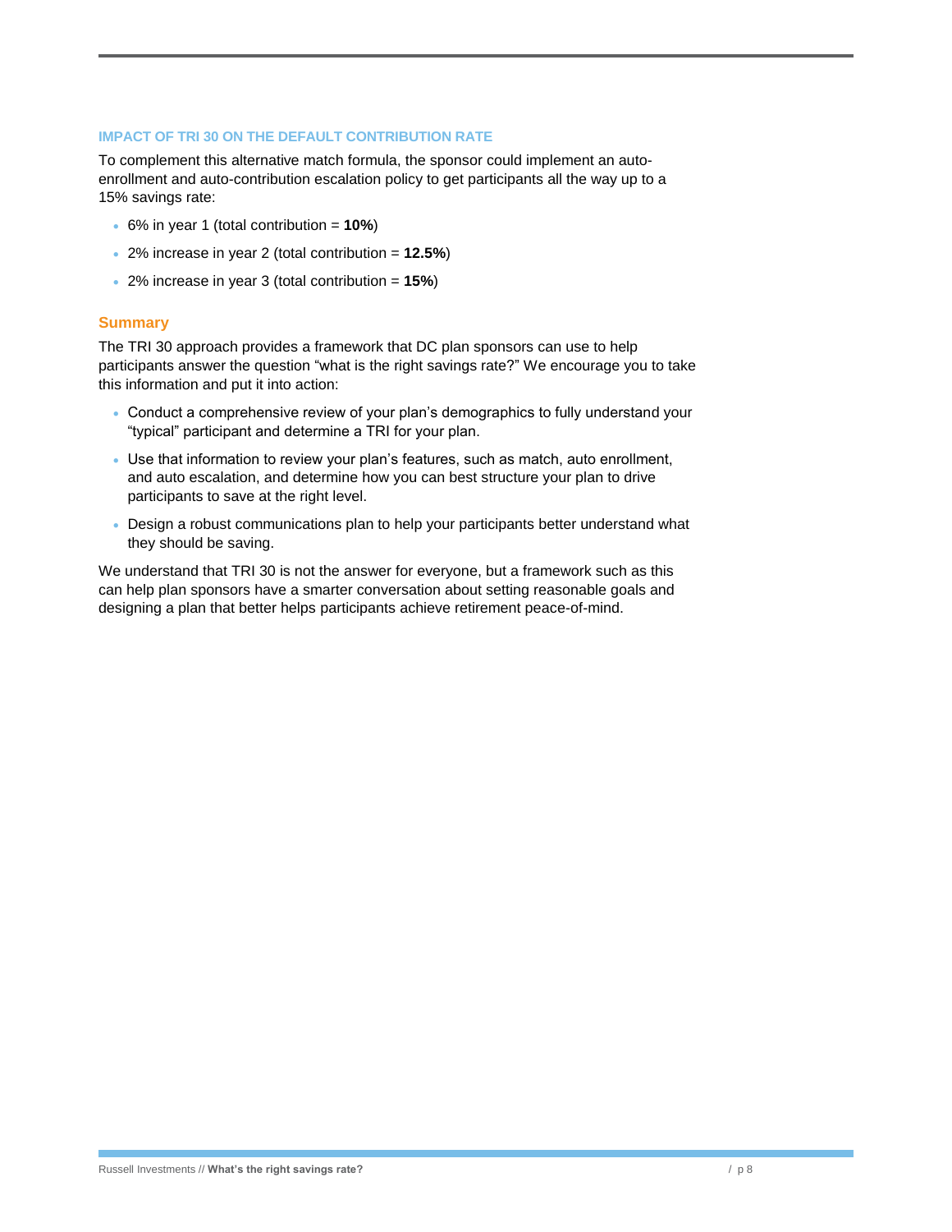### IMPACT OF TRI 30 ON THE DEFAULT CONTRIBUTION RATE

To complement this alternative match formula, the sponsor could implement an auto-enrollment and auto-contribution escalation policy to get participants all the way up to a 15% savings rate:

- 6% in year 1 (total contribution = **10%**)
- 2% increase in year 2 (total contribution = **12.5%**)
- 2% increase in year 3 (total contribution = **15%**)

## Summary

The TRI 30 approach provides a framework that DC plan sponsors can use to help participants answer the question "what is the right savings rate?" We encourage you to take this information and put it into action:

- Conduct a comprehensive review of your plan's demographics to fully understand your "typical" participant and determine a TRI for your plan.
- Use that information to review your plan's features, such as match, auto enrollment, and auto escalation, and determine how you can best structure your plan to drive participants to save at the right level.
- Design a robust communications plan to help your participants better understand what they should be saving.

We understand that TRI 30 is not the answer for everyone, but a framework such as this can help plan sponsors have a smarter conversation about setting reasonable goals and designing a plan that better helps participants achieve retirement peace-of-mind.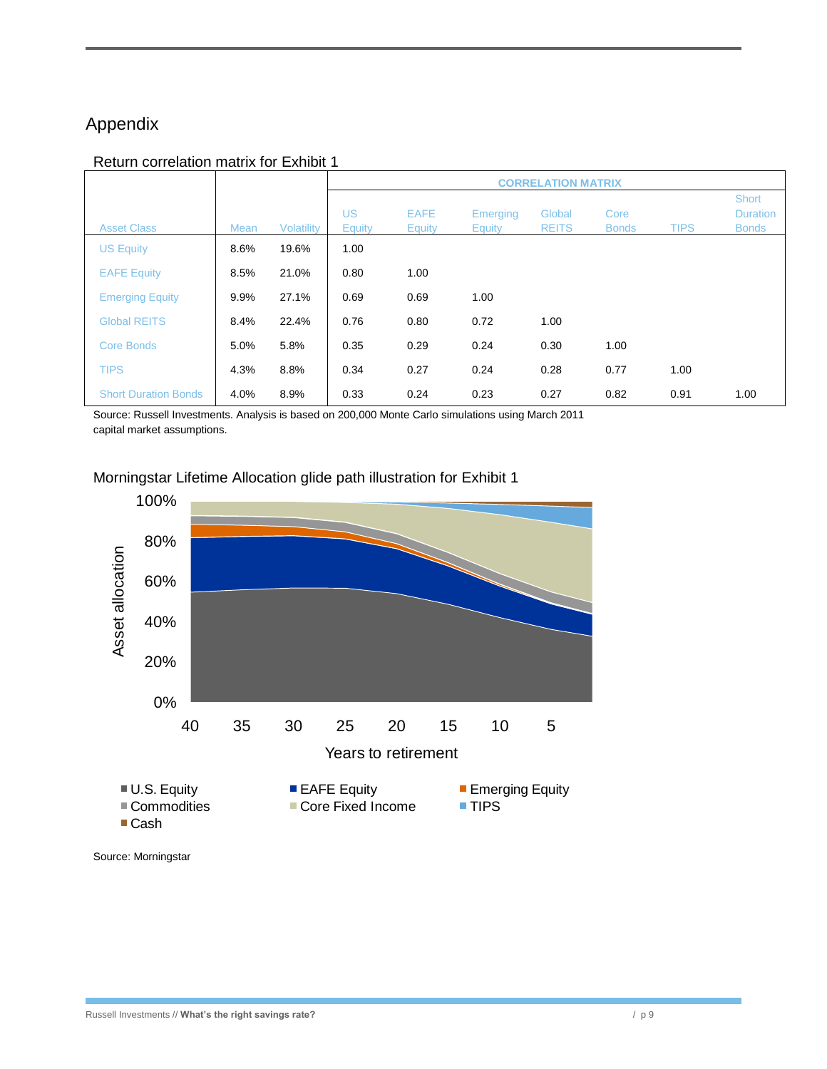# Appendix

Return correlation matrix for Exhibit 1

| Asset Class | Mean | Volatility | US Equity | EAFE Equity | Emerging Equity | Global REITS | Core Bonds | TIPS | Short Duration Bonds |
|---|---|---|---|---|---|---|---|---|---|
| | | | CORRELATION MATRIX | | | | | | |
| US Equity | 8.6% | 19.6% | 1.00 | | | | | | |
| EAFE Equity | 8.5% | 21.0% | 0.80 | 1.00 | | | | | |
| Emerging Equity | 9.9% | 27.1% | 0.69 | 0.69 | 1.00 | | | | |
| Global REITS | 8.4% | 22.4% | 0.76 | 0.80 | 0.72 | 1.00 | | | |
| Core Bonds | 5.0% | 5.8% | 0.35 | 0.29 | 0.24 | 0.30 | 1.00 | | |
| TIPS | 4.3% | 8.8% | 0.34 | 0.27 | 0.24 | 0.28 | 0.77 | 1.00 | |
| Short Duration Bonds | 4.0% | 8.9% | 0.33 | 0.24 | 0.23 | 0.27 | 0.82 | 0.91 | 1.00 |

Source: Russell Investments. Analysis is based on 200,000 Monte Carlo simulations using March 2011 capital market assumptions.

Morningstar Lifetime Allocation glide path illustration for Exhibit 1

Source: Morningstar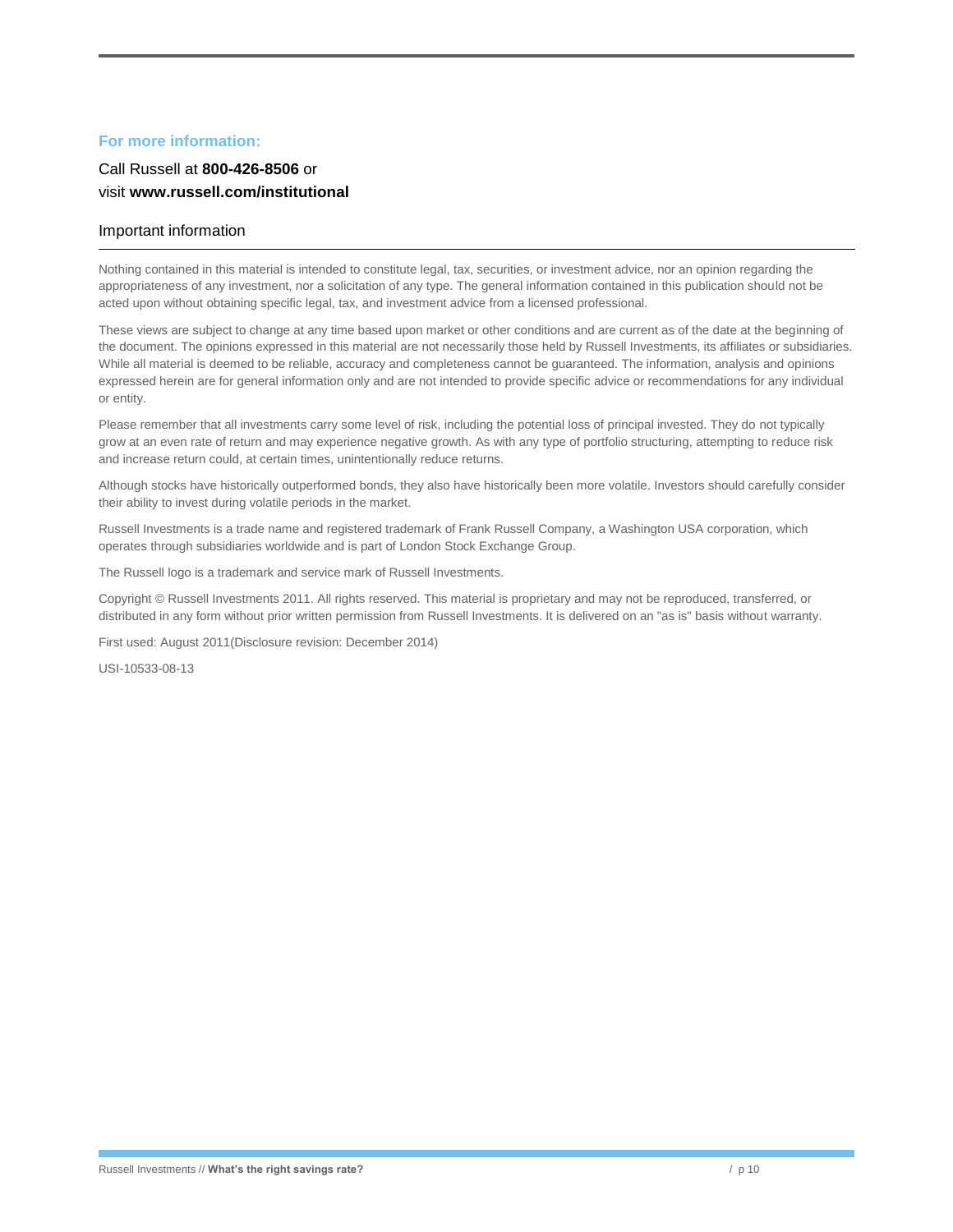### For more information:

Call Russell at **800-426-8506** or
visit **www.russell.com/institutional**

## Important information

Nothing contained in this material is intended to constitute legal, tax, securities, or investment advice, nor an opinion regarding the appropriateness of any investment, nor a solicitation of any type. The general information contained in this publication should not be acted upon without obtaining specific legal, tax, and investment advice from a licensed professional.

These views are subject to change at any time based upon market or other conditions and are current as of the date at the beginning of the document. The opinions expressed in this material are not necessarily those held by Russell Investments, its affiliates or subsidiaries. While all material is deemed to be reliable, accuracy and completeness cannot be guaranteed. The information, analysis and opinions expressed herein are for general information only and are not intended to provide specific advice or recommendations for any individual or entity.

Please remember that all investments carry some level of risk, including the potential loss of principal invested. They do not typically grow at an even rate of return and may experience negative growth. As with any type of portfolio structuring, attempting to reduce risk and increase return could, at certain times, unintentionally reduce returns.

Although stocks have historically outperformed bonds, they also have historically been more volatile. Investors should carefully consider their ability to invest during volatile periods in the market.

Russell Investments is a trade name and registered trademark of Frank Russell Company, a Washington USA corporation, which operates through subsidiaries worldwide and is part of London Stock Exchange Group.

The Russell logo is a trademark and service mark of Russell Investments.

Copyright © Russell Investments 2011. All rights reserved. This material is proprietary and may not be reproduced, transferred, or distributed in any form without prior written permission from Russell Investments. It is delivered on an "as is" basis without warranty.

First used: August 2011(Disclosure revision: December 2014)

USI-10533-08-13